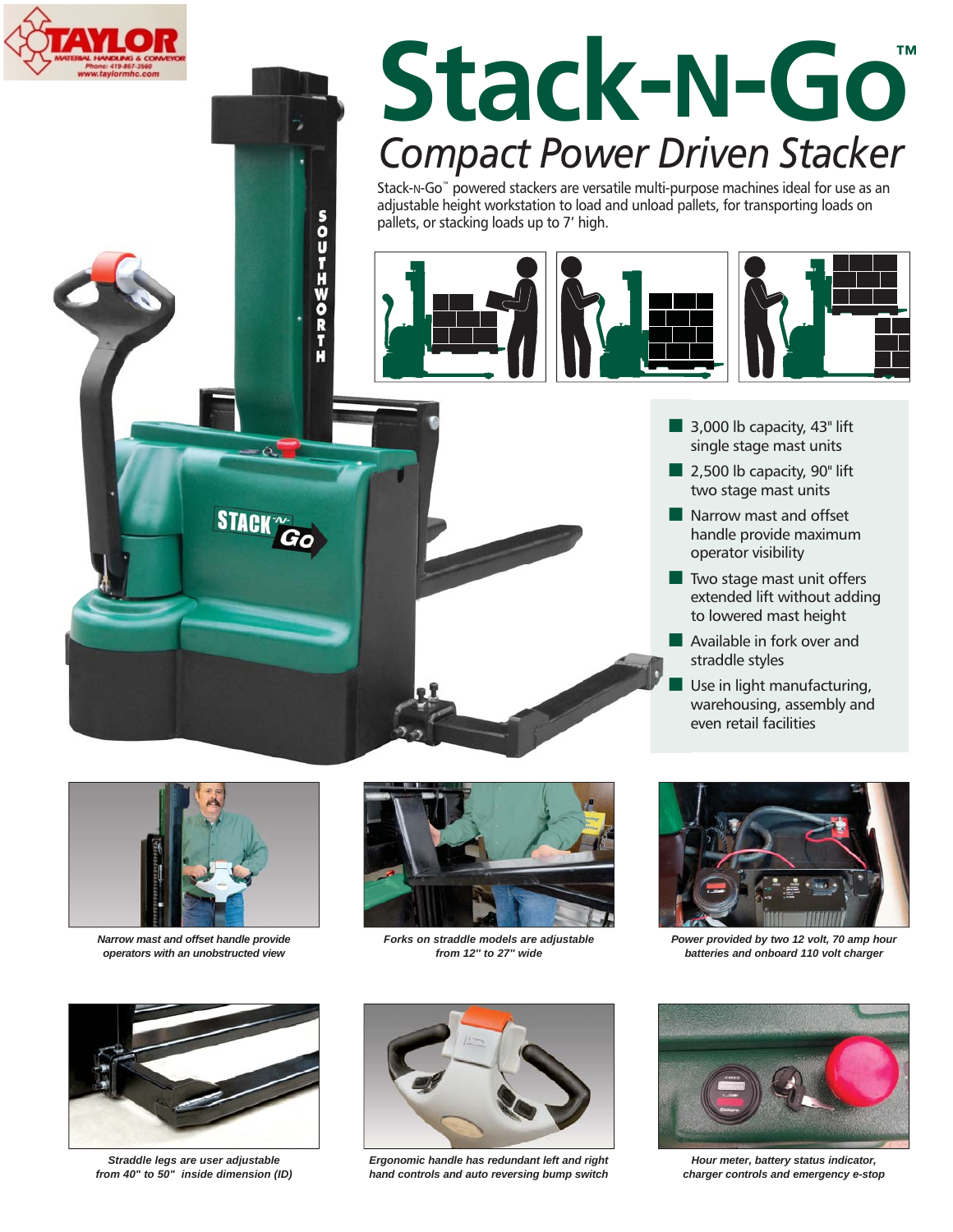# Stack-N-Go™

## Compact Power Driven Stacker

Stack-N-Go™ powered stackers are versatile multi-purpose machines ideal for use as an adjustable height workstation to load and unload pallets, for transporting loads on pallets, or stacking loads up to 7' high.

- 3,000 lb capacity, 43" lift single stage mast units
- 2,500 lb capacity, 90" lift two stage mast units
- Narrow mast and offset handle provide maximum operator visibility
- Two stage mast unit offers extended lift without adding to lowered mast height
- Available in fork over and straddle styles
- Use in light manufacturing, warehousing, assembly and even retail facilities

*Narrow mast and offset handle provide operators with an unobstructed view*

*Forks on straddle models are adjustable from 12" to 27" wide*

*Power provided by two 12 volt, 70 amp hour batteries and onboard 110 volt charger*

*Straddle legs are user adjustable from 40" to 50" inside dimension (ID)*

*Ergonomic handle has redundant left and right hand controls and auto reversing bump switch*

*Hour meter, battery status indicator, charger controls and emergency e-stop*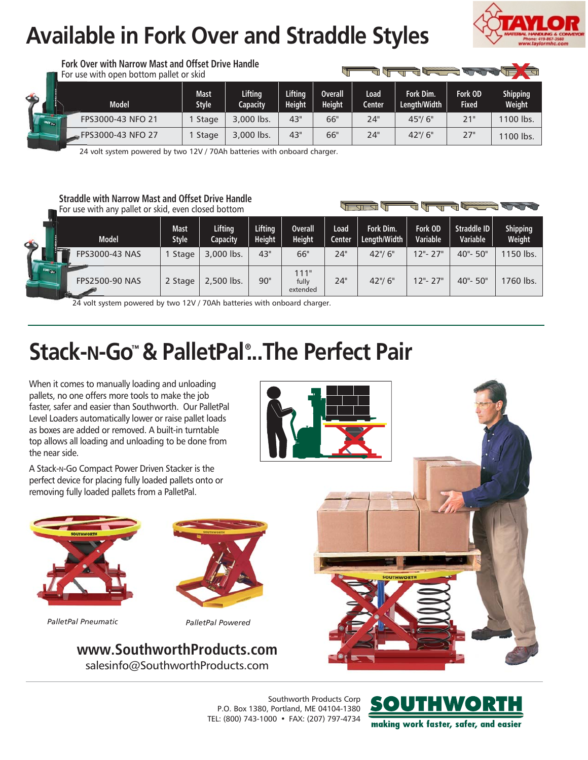# Available in Fork Over and Straddle Styles

### Fork Over with Narrow Mast and Offset Drive Handle

For use with open bottom pallet or skid

| Model | Mast Style | Lifting Capacity | Lifting Height | Overall Height | Load Center | Fork Dim. Length/Width | Fork OD Fixed | Shipping Weight |
|---|---|---|---|---|---|---|---|---|
| FPS3000-43 NFO 21 | 1 Stage | 3,000 lbs. | 43" | 66" | 24" | 45"/ 6" | 21" | 1100 lbs. |
| FPS3000-43 NFO 27 | 1 Stage | 3,000 lbs. | 43" | 66" | 24" | 42"/ 6" | 27" | 1100 lbs. |

24 volt system powered by two 12V / 70Ah batteries with onboard charger.

### Straddle with Narrow Mast and Offset Drive Handle

For use with any pallet or skid, even closed bottom

| Model | Mast Style | Lifting Capacity | Lifting Height | Overall Height | Load Center | Fork Dim. Length/Width | Fork OD Variable | Straddle ID Variable | Shipping Weight |
|---|---|---|---|---|---|---|---|---|---|
| FPS3000-43 NAS | 1 Stage | 3,000 lbs. | 43" | 66" | 24" | 42"/ 6" | 12"- 27" | 40"- 50" | 1150 lbs. |
| FPS2500-90 NAS | 2 Stage | 2,500 lbs. | 90" | 111" fully extended | 24" | 42"/ 6" | 12"- 27" | 40"- 50" | 1760 lbs. |

24 volt system powered by two 12V / 70Ah batteries with onboard charger.

# Stack-N-Go™ & PalletPal®...The Perfect Pair

When it comes to manually loading and unloading pallets, no one offers more tools to make the job faster, safer and easier than Southworth. Our PalletPal Level Loaders automatically lower or raise pallet loads as boxes are added or removed. A built-in turntable top allows all loading and unloading to be done from the near side.

A Stack-N-Go Compact Power Driven Stacker is the perfect device for placing fully loaded pallets onto or removing fully loaded pallets from a PalletPal.

*PalletPal Pneumatic*

*PalletPal Powered*

**www.SouthworthProducts.com**
salesinfo@SouthworthProducts.com

Southworth Products Corp
P.O. Box 1380, Portland, ME 04104-1380
TEL: (800) 743-1000 • FAX: (207) 797-4734

**SOUTHWORTH**
making work faster, safer, and easier